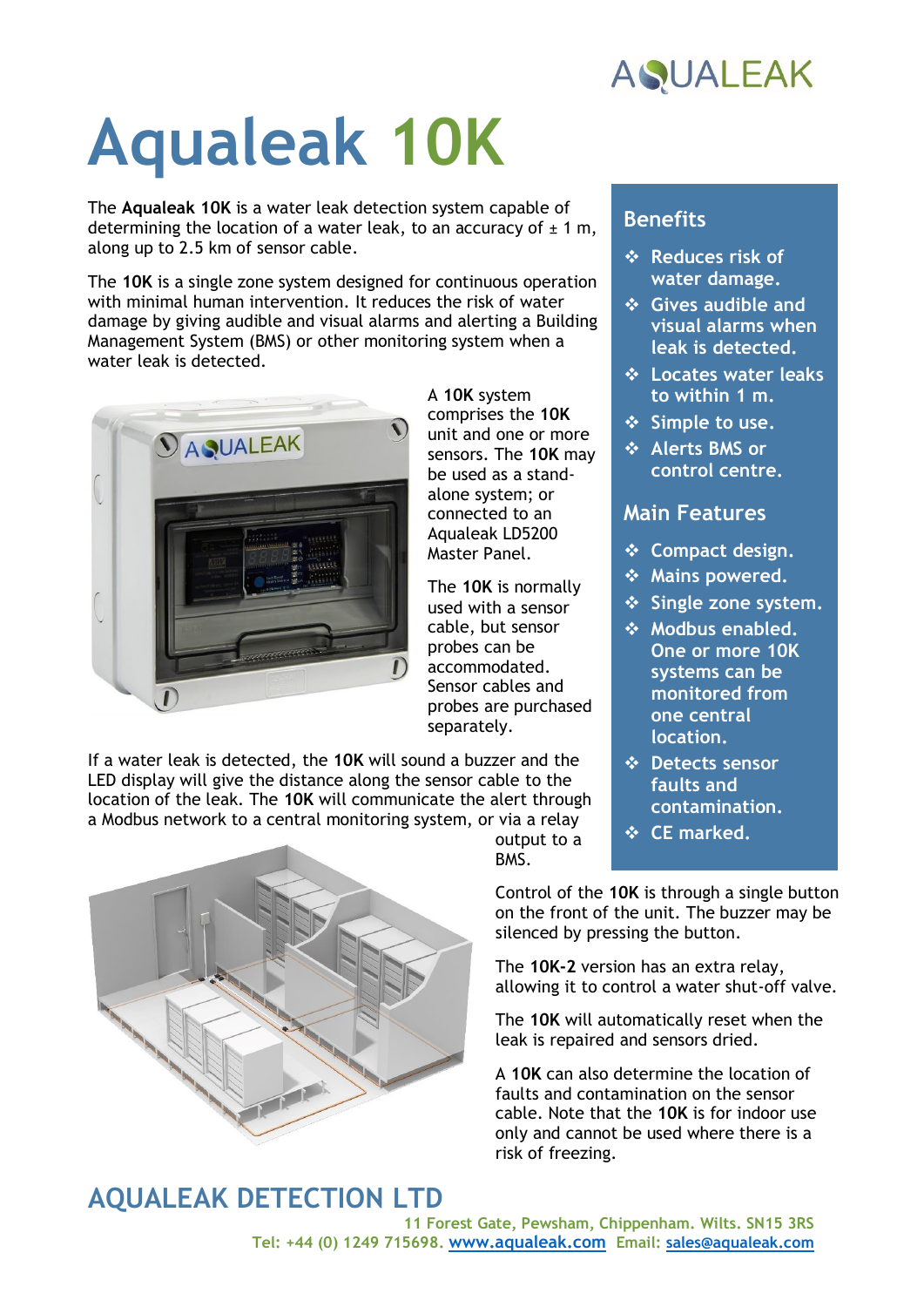# Aqualeak 10K

The **Aqualeak 10K** is a water leak detection system capable of determining the location of a water leak, to an accuracy of ± 1 m, along up to 2.5 km of sensor cable.

The **10K** is a single zone system designed for continuous operation with minimal human intervention. It reduces the risk of water damage by giving audible and visual alarms and alerting a Building Management System (BMS) or other monitoring system when a water leak is detected.

A **10K** system comprises the **10K** unit and one or more sensors. The **10K** may be used as a stand-alone system; or connected to an Aqualeak LD5200 Master Panel.

The **10K** is normally used with a sensor cable, but sensor probes can be accommodated. Sensor cables and probes are purchased separately.

If a water leak is detected, the **10K** will sound a buzzer and the LED display will give the distance along the sensor cable to the location of the leak. The **10K** will communicate the alert through a Modbus network to a central monitoring system, or via a relay output to a BMS.

Control of the **10K** is through a single button on the front of the unit. The buzzer may be silenced by pressing the button.

The **10K-2** version has an extra relay, allowing it to control a water shut-off valve.

The **10K** will automatically reset when the leak is repaired and sensors dried.

A **10K** can also determine the location of faults and contamination on the sensor cable. Note that the **10K** is for indoor use only and cannot be used where there is a risk of freezing.

## Benefits

- Reduces risk of water damage.
- Gives audible and visual alarms when leak is detected.
- Locates water leaks to within 1 m.
- Simple to use.
- Alerts BMS or control centre.

## Main Features

- Compact design.
- Mains powered.
- Single zone system.
- Modbus enabled. One or more 10K systems can be monitored from one central location.
- Detects sensor faults and contamination.
- CE marked.

## AQUALEAK DETECTION LTD

11 Forest Gate, Pewsham, Chippenham. Wilts. SN15 3RS
Tel: +44 (0) 1249 715698. www.aqualeak.com Email: sales@aqualeak.com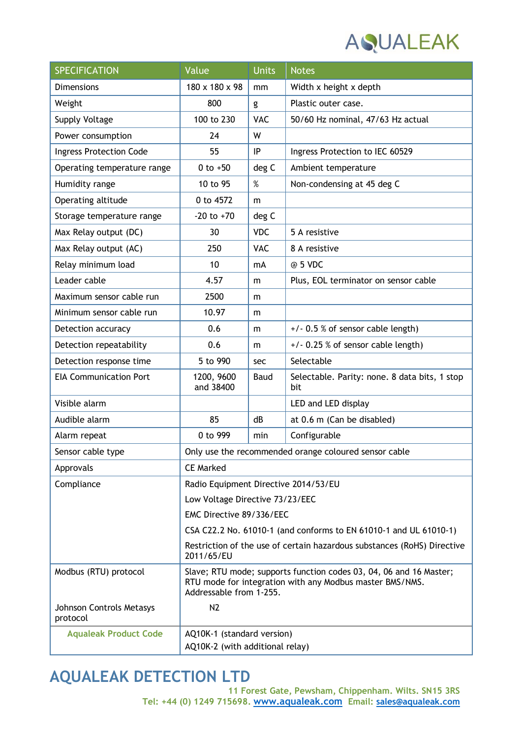| SPECIFICATION | Value | Units | Notes |
|---|---|---|---|
| Dimensions | 180 x 180 x 98 | mm | Width x height x depth |
| Weight | 800 | g | Plastic outer case. |
| Supply Voltage | 100 to 230 | VAC | 50/60 Hz nominal, 47/63 Hz actual |
| Power consumption | 24 | W | |
| Ingress Protection Code | 55 | IP | Ingress Protection to IEC 60529 |
| Operating temperature range | 0 to +50 | deg C | Ambient temperature |
| Humidity range | 10 to 95 | % | Non-condensing at 45 deg C |
| Operating altitude | 0 to 4572 | m | |
| Storage temperature range | -20 to +70 | deg C | |
| Max Relay output (DC) | 30 | VDC | 5 A resistive |
| Max Relay output (AC) | 250 | VAC | 8 A resistive |
| Relay minimum load | 10 | mA | @ 5 VDC |
| Leader cable | 4.57 | m | Plus, EOL terminator on sensor cable |
| Maximum sensor cable run | 2500 | m | |
| Minimum sensor cable run | 10.97 | m | |
| Detection accuracy | 0.6 | m | +/- 0.5 % of sensor cable length) |
| Detection repeatability | 0.6 | m | +/- 0.25 % of sensor cable length) |
| Detection response time | 5 to 990 | sec | Selectable |
| EIA Communication Port | 1200, 9600 and 38400 | Baud | Selectable. Parity: none. 8 data bits, 1 stop bit |
| Visible alarm | | | LED and LED display |
| Audible alarm | 85 | dB | at 0.6 m (Can be disabled) |
| Alarm repeat | 0 to 999 | min | Configurable |
| Sensor cable type | Only use the recommended orange coloured sensor cable | | |
| Approvals | CE Marked | | |
| Compliance | Radio Equipment Directive 2014/53/EU | | |
| | Low Voltage Directive 73/23/EEC | | |
| | EMC Directive 89/336/EEC | | |
| | CSA C22.2 No. 61010-1 (and conforms to EN 61010-1 and UL 61010-1) | | |
| | Restriction of the use of certain hazardous substances (RoHS) Directive 2011/65/EU | | |
| Modbus (RTU) protocol | Slave; RTU mode; supports function codes 03, 04, 06 and 16 Master; RTU mode for integration with any Modbus master BMS/NMS. Addressable from 1-255. | | |
| Johnson Controls Metasys protocol | N2 | | |
| **Aqualeak Product Code** | AQ10K-1 (standard version)<br>AQ10K-2 (with additional relay) | | |

## AQUALEAK DETECTION LTD

11 Forest Gate, Pewsham, Chippenham. Wilts. SN15 3RS
Tel: +44 (0) 1249 715698. www.aqualeak.com Email: sales@aqualeak.com